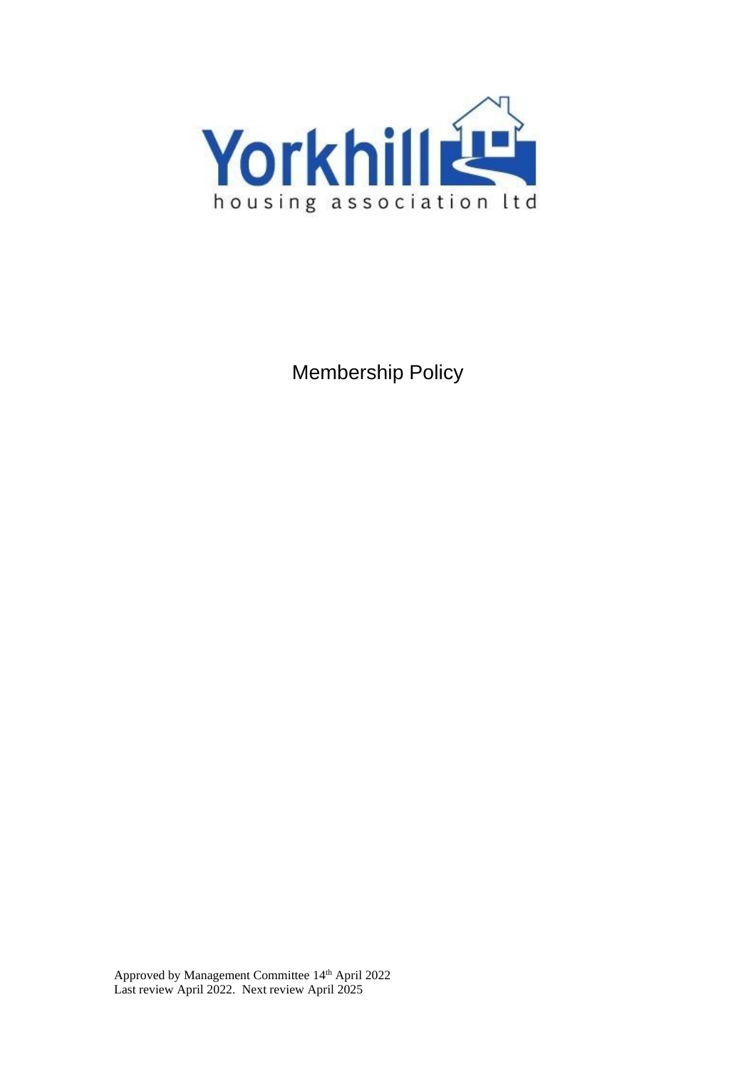Yorkhill housing association ltd

# Membership Policy

Approved by Management Committee 14th April 2022
Last review April 2022. Next review April 2025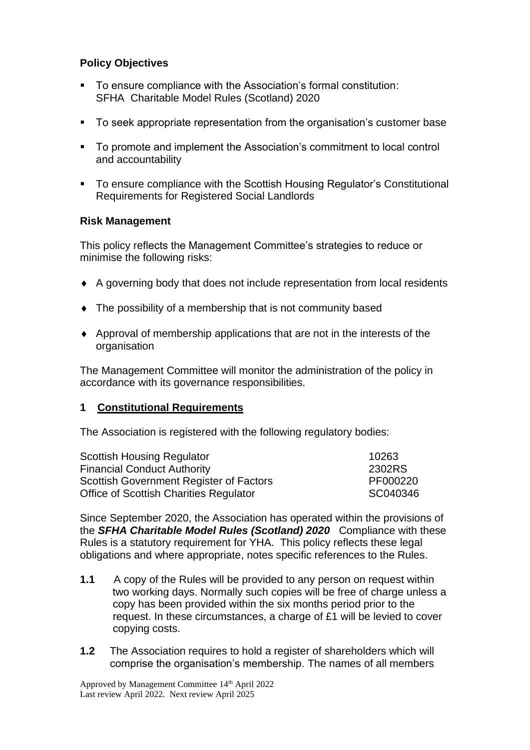### Policy Objectives

- To ensure compliance with the Association's formal constitution: SFHA Charitable Model Rules (Scotland) 2020
- To seek appropriate representation from the organisation's customer base
- To promote and implement the Association's commitment to local control and accountability
- To ensure compliance with the Scottish Housing Regulator's Constitutional Requirements for Registered Social Landlords

### Risk Management

This policy reflects the Management Committee's strategies to reduce or minimise the following risks:

- A governing body that does not include representation from local residents
- The possibility of a membership that is not community based
- Approval of membership applications that are not in the interests of the organisation

The Management Committee will monitor the administration of the policy in accordance with its governance responsibilities.

## 1 Constitutional Requirements

The Association is registered with the following regulatory bodies:

| | |
|---|---|
| Scottish Housing Regulator | 10263 |
| Financial Conduct Authority | 2302RS |
| Scottish Government Register of Factors | PF000220 |
| Office of Scottish Charities Regulator | SC040346 |

Since September 2020, the Association has operated within the provisions of the ***SFHA Charitable Model Rules (Scotland) 2020*** Compliance with these Rules is a statutory requirement for YHA. This policy reflects these legal obligations and where appropriate, notes specific references to the Rules.

**1.1** A copy of the Rules will be provided to any person on request within two working days. Normally such copies will be free of charge unless a copy has been provided within the six months period prior to the request. In these circumstances, a charge of £1 will be levied to cover copying costs.

**1.2** The Association requires to hold a register of shareholders which will comprise the organisation's membership. The names of all members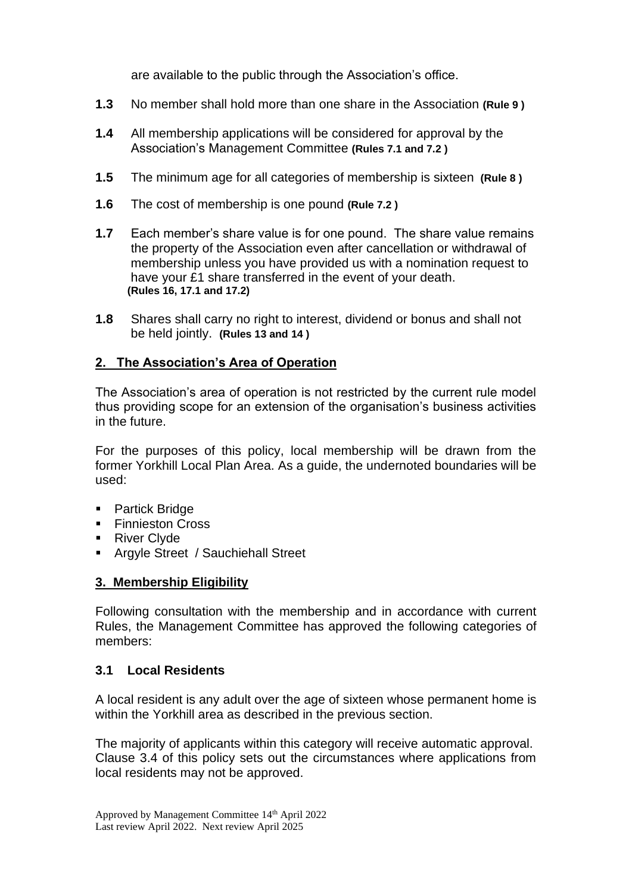are available to the public through the Association's office.

**1.3** No member shall hold more than one share in the Association **(Rule 9 )**

**1.4** All membership applications will be considered for approval by the Association's Management Committee **(Rules 7.1 and 7.2 )**

**1.5** The minimum age for all categories of membership is sixteen **(Rule 8 )**

**1.6** The cost of membership is one pound **(Rule 7.2 )**

**1.7** Each member's share value is for one pound. The share value remains the property of the Association even after cancellation or withdrawal of membership unless you have provided us with a nomination request to have your £1 share transferred in the event of your death. **(Rules 16, 17.1 and 17.2)**

**1.8** Shares shall carry no right to interest, dividend or bonus and shall not be held jointly. **(Rules 13 and 14 )**

## 2. The Association's Area of Operation

The Association's area of operation is not restricted by the current rule model thus providing scope for an extension of the organisation's business activities in the future.

For the purposes of this policy, local membership will be drawn from the former Yorkhill Local Plan Area. As a guide, the undernoted boundaries will be used:

- Partick Bridge
- Finnieston Cross
- River Clyde
- Argyle Street / Sauchiehall Street

## 3. Membership Eligibility

Following consultation with the membership and in accordance with current Rules, the Management Committee has approved the following categories of members:

### 3.1 Local Residents

A local resident is any adult over the age of sixteen whose permanent home is within the Yorkhill area as described in the previous section.

The majority of applicants within this category will receive automatic approval. Clause 3.4 of this policy sets out the circumstances where applications from local residents may not be approved.

Approved by Management Committee 14th April 2022
Last review April 2022. Next review April 2025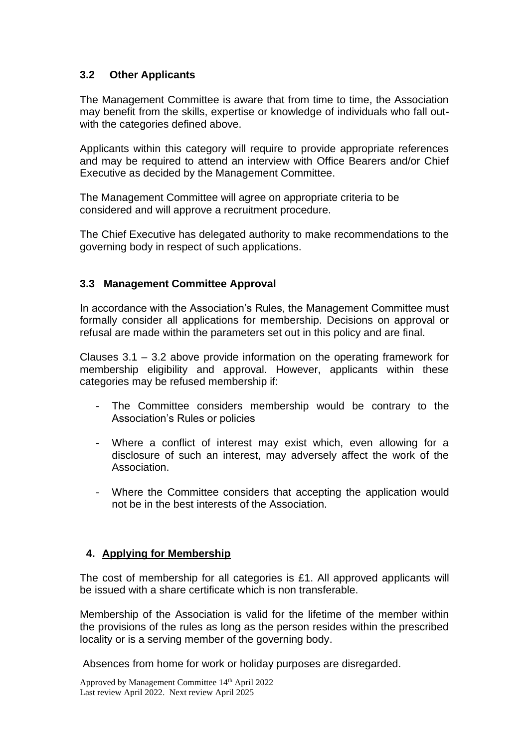### 3.2 Other Applicants

The Management Committee is aware that from time to time, the Association may benefit from the skills, expertise or knowledge of individuals who fall out-with the categories defined above.

Applicants within this category will require to provide appropriate references and may be required to attend an interview with Office Bearers and/or Chief Executive as decided by the Management Committee.

The Management Committee will agree on appropriate criteria to be considered and will approve a recruitment procedure.

The Chief Executive has delegated authority to make recommendations to the governing body in respect of such applications.

### 3.3 Management Committee Approval

In accordance with the Association's Rules, the Management Committee must formally consider all applications for membership. Decisions on approval or refusal are made within the parameters set out in this policy and are final.

Clauses 3.1 – 3.2 above provide information on the operating framework for membership eligibility and approval. However, applicants within these categories may be refused membership if:

- The Committee considers membership would be contrary to the Association's Rules or policies
- Where a conflict of interest may exist which, even allowing for a disclosure of such an interest, may adversely affect the work of the Association.
- Where the Committee considers that accepting the application would not be in the best interests of the Association.

## 4. Applying for Membership

The cost of membership for all categories is £1. All approved applicants will be issued with a share certificate which is non transferable.

Membership of the Association is valid for the lifetime of the member within the provisions of the rules as long as the person resides within the prescribed locality or is a serving member of the governing body.

Absences from home for work or holiday purposes are disregarded.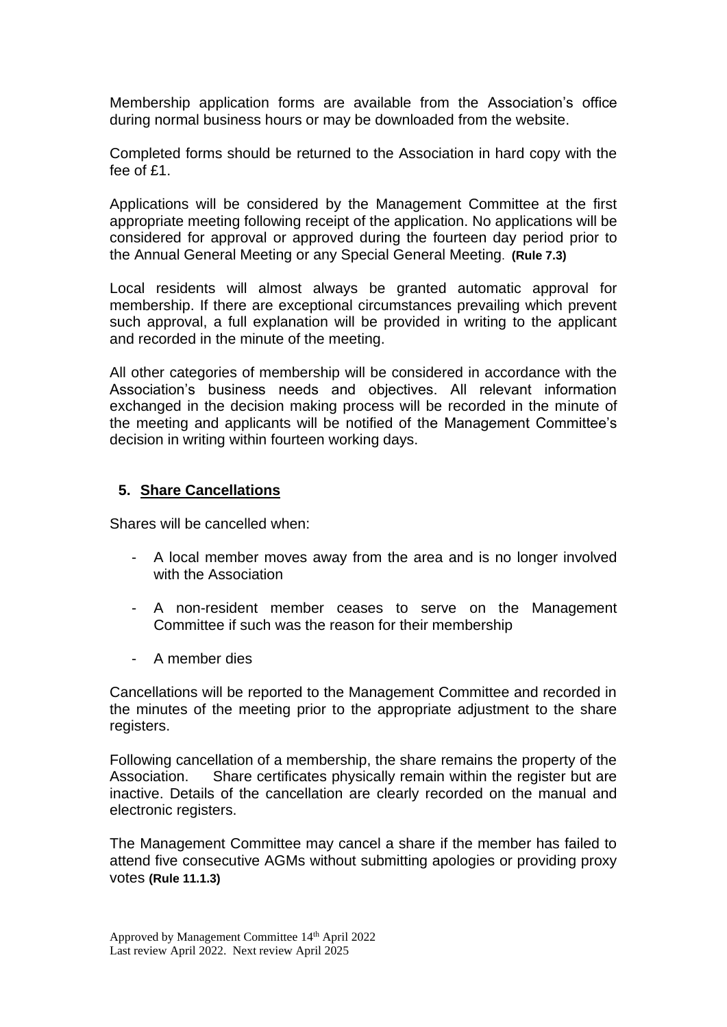Membership application forms are available from the Association's office during normal business hours or may be downloaded from the website.

Completed forms should be returned to the Association in hard copy with the fee of £1.

Applications will be considered by the Management Committee at the first appropriate meeting following receipt of the application. No applications will be considered for approval or approved during the fourteen day period prior to the Annual General Meeting or any Special General Meeting. **(Rule 7.3)**

Local residents will almost always be granted automatic approval for membership. If there are exceptional circumstances prevailing which prevent such approval, a full explanation will be provided in writing to the applicant and recorded in the minute of the meeting.

All other categories of membership will be considered in accordance with the Association's business needs and objectives. All relevant information exchanged in the decision making process will be recorded in the minute of the meeting and applicants will be notified of the Management Committee's decision in writing within fourteen working days.

## 5. Share Cancellations

Shares will be cancelled when:

- A local member moves away from the area and is no longer involved with the Association
- A non-resident member ceases to serve on the Management Committee if such was the reason for their membership
- A member dies

Cancellations will be reported to the Management Committee and recorded in the minutes of the meeting prior to the appropriate adjustment to the share registers.

Following cancellation of a membership, the share remains the property of the Association. Share certificates physically remain within the register but are inactive. Details of the cancellation are clearly recorded on the manual and electronic registers.

The Management Committee may cancel a share if the member has failed to attend five consecutive AGMs without submitting apologies or providing proxy votes **(Rule 11.1.3)**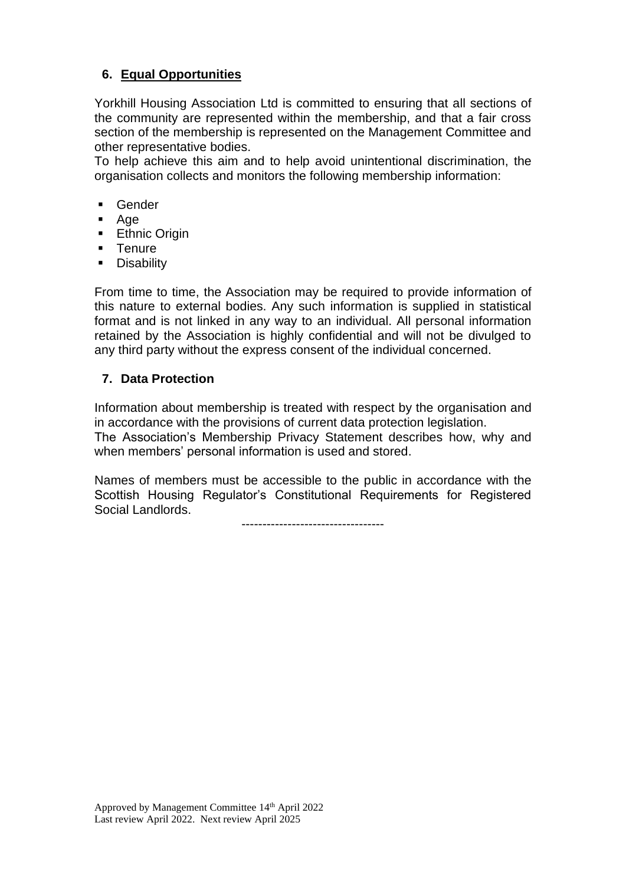## 6. **Equal Opportunities**

Yorkhill Housing Association Ltd is committed to ensuring that all sections of the community are represented within the membership, and that a fair cross section of the membership is represented on the Management Committee and other representative bodies.
To help achieve this aim and to help avoid unintentional discrimination, the organisation collects and monitors the following membership information:

- Gender
- Age
- Ethnic Origin
- Tenure
- Disability

From time to time, the Association may be required to provide information of this nature to external bodies. Any such information is supplied in statistical format and is not linked in any way to an individual. All personal information retained by the Association is highly confidential and will not be divulged to any third party without the express consent of the individual concerned.

## 7. Data Protection

Information about membership is treated with respect by the organisation and in accordance with the provisions of current data protection legislation.
The Association's Membership Privacy Statement describes how, why and when members' personal information is used and stored.

Names of members must be accessible to the public in accordance with the Scottish Housing Regulator's Constitutional Requirements for Registered Social Landlords.

---------------------------------

Approved by Management Committee 14th April 2022
Last review April 2022. Next review April 2025